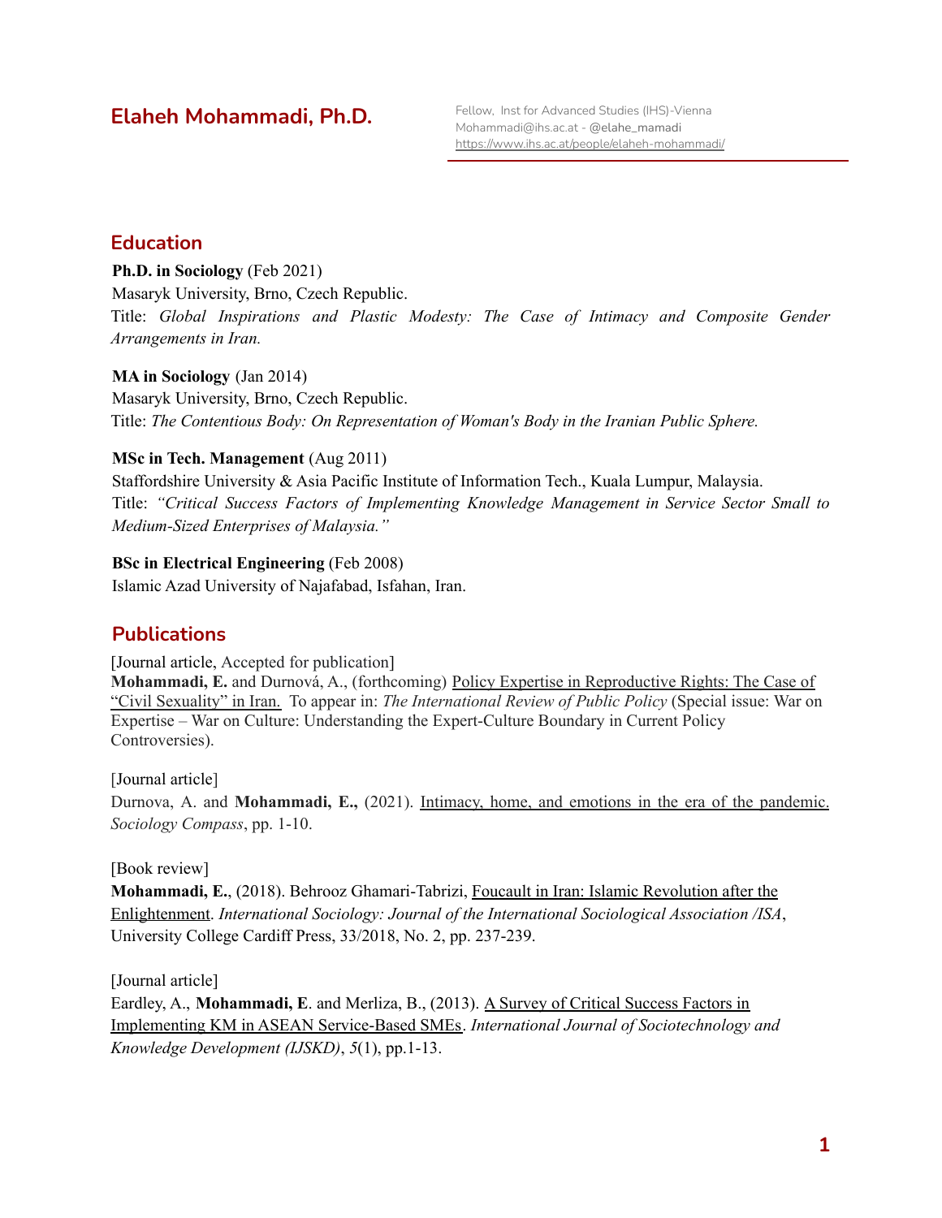# Elaheh Mohammadi, Ph.D.

Fellow, Inst for Advanced Studies (IHS)-Vienna
Mohammadi@ihs.ac.at - @elahe_mamadi
https://www.ihs.ac.at/people/elaheh-mohammadi/

## Education

**Ph.D. in Sociology** (Feb 2021)
Masaryk University, Brno, Czech Republic.
Title: *Global Inspirations and Plastic Modesty: The Case of Intimacy and Composite Gender Arrangements in Iran.*

**MA in Sociology** (Jan 2014)
Masaryk University, Brno, Czech Republic.
Title: *The Contentious Body: On Representation of Woman's Body in the Iranian Public Sphere.*

**MSc in Tech. Management** (Aug 2011)
Staffordshire University & Asia Pacific Institute of Information Tech., Kuala Lumpur, Malaysia.
Title: *"Critical Success Factors of Implementing Knowledge Management in Service Sector Small to Medium-Sized Enterprises of Malaysia."*

**BSc in Electrical Engineering** (Feb 2008)
Islamic Azad University of Najafabad, Isfahan, Iran.

## Publications

[Journal article, Accepted for publication]
**Mohammadi, E.** and Durnová, A., (forthcoming) Policy Expertise in Reproductive Rights: The Case of "Civil Sexuality" in Iran. To appear in: *The International Review of Public Policy* (Special issue: War on Expertise – War on Culture: Understanding the Expert-Culture Boundary in Current Policy Controversies).

[Journal article]
Durnova, A. and **Mohammadi, E.,** (2021). Intimacy, home, and emotions in the era of the pandemic. *Sociology Compass*, pp. 1-10.

[Book review]
**Mohammadi, E.**, (2018). Behrooz Ghamari-Tabrizi, Foucault in Iran: Islamic Revolution after the Enlightenment. *International Sociology: Journal of the International Sociological Association /ISA*, University College Cardiff Press, 33/2018, No. 2, pp. 237-239.

[Journal article]
Eardley, A., **Mohammadi, E**. and Merliza, B., (2013). A Survey of Critical Success Factors in Implementing KM in ASEAN Service-Based SMEs. *International Journal of Sociotechnology and Knowledge Development (IJSKD)*, *5*(1), pp.1-13.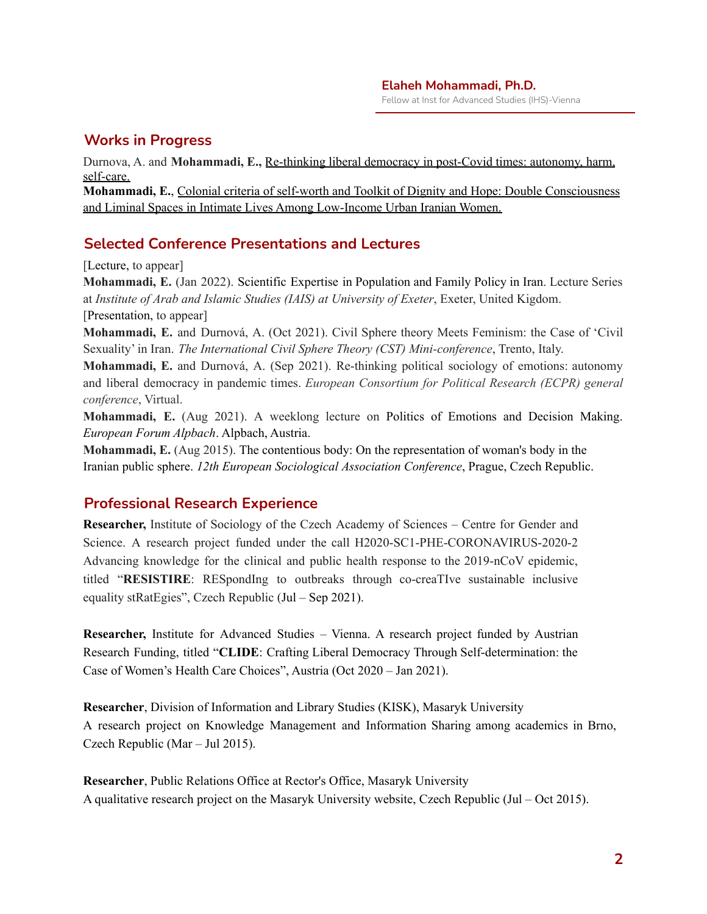## Works in Progress

Durnova, A. and **Mohammadi, E.,** Re-thinking liberal democracy in post-Covid times: autonomy, harm, self-care.

**Mohammadi, E.**, Colonial criteria of self-worth and Toolkit of Dignity and Hope: Double Consciousness and Liminal Spaces in Intimate Lives Among Low-Income Urban Iranian Women.

## Selected Conference Presentations and Lectures

[Lecture, to appear]

**Mohammadi, E.** (Jan 2022). Scientific Expertise in Population and Family Policy in Iran. Lecture Series at *Institute of Arab and Islamic Studies (IAIS) at University of Exeter*, Exeter, United Kigdom.

[Presentation, to appear]

**Mohammadi, E.** and Durnová, A. (Oct 2021). Civil Sphere theory Meets Feminism: the Case of 'Civil Sexuality' in Iran. *The International Civil Sphere Theory (CST) Mini-conference*, Trento, Italy.

**Mohammadi, E.** and Durnová, A. (Sep 2021). Re-thinking political sociology of emotions: autonomy and liberal democracy in pandemic times. *European Consortium for Political Research (ECPR) general conference*, Virtual.

**Mohammadi, E.** (Aug 2021). A weeklong lecture on Politics of Emotions and Decision Making. *European Forum Alpbach*. Alpbach, Austria.

**Mohammadi, E.** (Aug 2015). The contentious body: On the representation of woman's body in the Iranian public sphere. *12th European Sociological Association Conference*, Prague, Czech Republic.

## Professional Research Experience

**Researcher,** Institute of Sociology of the Czech Academy of Sciences – Centre for Gender and Science. A research project funded under the call H2020-SC1-PHE-CORONAVIRUS-2020-2 Advancing knowledge for the clinical and public health response to the 2019-nCoV epidemic, titled "**RESISTIRE**: RESpondIng to outbreaks through co-creaTIve sustainable inclusive equality stRatEgies", Czech Republic (Jul – Sep 2021).

**Researcher,** Institute for Advanced Studies – Vienna. A research project funded by Austrian Research Funding, titled "**CLIDE**: Crafting Liberal Democracy Through Self-determination: the Case of Women's Health Care Choices", Austria (Oct 2020 – Jan 2021).

**Researcher**, Division of Information and Library Studies (KISK), Masaryk University
A research project on Knowledge Management and Information Sharing among academics in Brno, Czech Republic (Mar – Jul 2015).

**Researcher**, Public Relations Office at Rector's Office, Masaryk University
A qualitative research project on the Masaryk University website, Czech Republic (Jul – Oct 2015).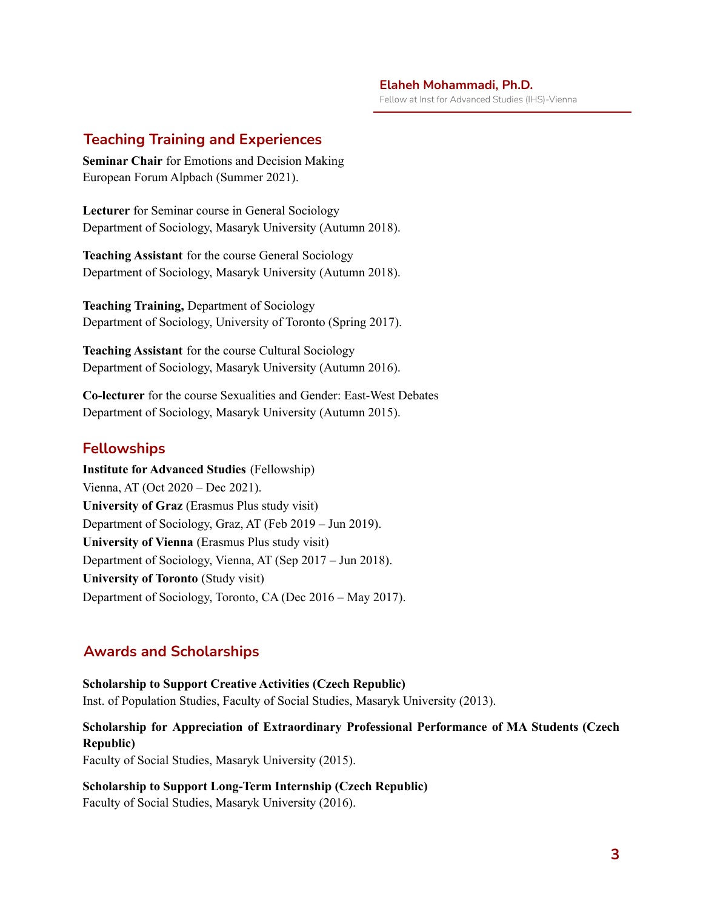## Teaching Training and Experiences

**Seminar Chair** for Emotions and Decision Making
European Forum Alpbach (Summer 2021).

**Lecturer** for Seminar course in General Sociology
Department of Sociology, Masaryk University (Autumn 2018).

**Teaching Assistant** for the course General Sociology
Department of Sociology, Masaryk University (Autumn 2018).

**Teaching Training,** Department of Sociology
Department of Sociology, University of Toronto (Spring 2017).

**Teaching Assistant** for the course Cultural Sociology
Department of Sociology, Masaryk University (Autumn 2016).

**Co-lecturer** for the course Sexualities and Gender: East-West Debates
Department of Sociology, Masaryk University (Autumn 2015).

## Fellowships

**Institute for Advanced Studies** (Fellowship)
Vienna, AT (Oct 2020 – Dec 2021).
**University of Graz** (Erasmus Plus study visit)
Department of Sociology, Graz, AT (Feb 2019 – Jun 2019).
**University of Vienna** (Erasmus Plus study visit)
Department of Sociology, Vienna, AT (Sep 2017 – Jun 2018).
**University of Toronto** (Study visit)
Department of Sociology, Toronto, CA (Dec 2016 – May 2017).

## Awards and Scholarships

**Scholarship to Support Creative Activities (Czech Republic)**
Inst. of Population Studies, Faculty of Social Studies, Masaryk University (2013).

**Scholarship for Appreciation of Extraordinary Professional Performance of MA Students (Czech Republic)**
Faculty of Social Studies, Masaryk University (2015).

**Scholarship to Support Long-Term Internship (Czech Republic)**
Faculty of Social Studies, Masaryk University (2016).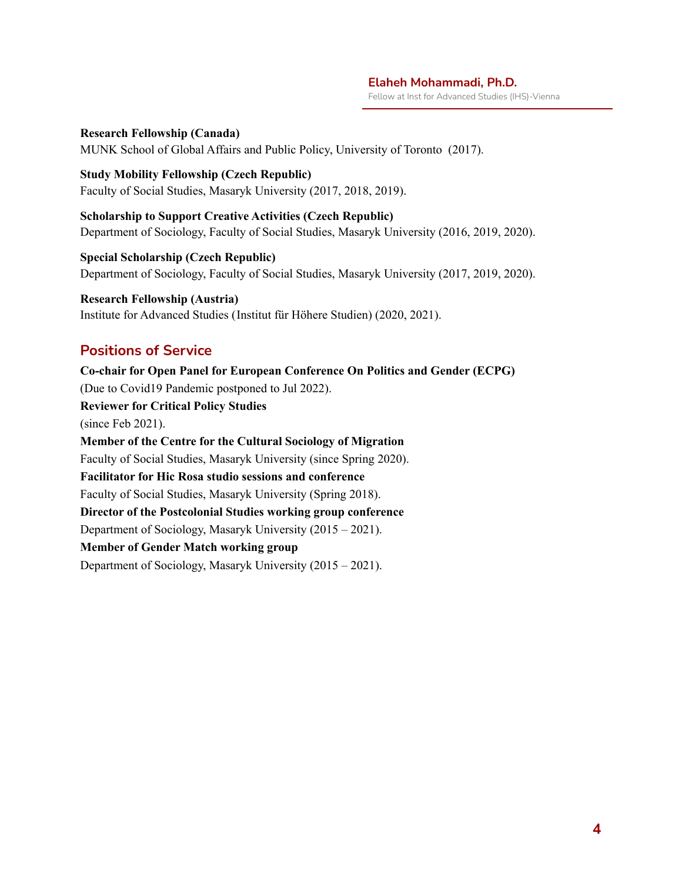**Research Fellowship (Canada)**
MUNK School of Global Affairs and Public Policy, University of Toronto (2017).

**Study Mobility Fellowship (Czech Republic)**
Faculty of Social Studies, Masaryk University (2017, 2018, 2019).

**Scholarship to Support Creative Activities (Czech Republic)**
Department of Sociology, Faculty of Social Studies, Masaryk University (2016, 2019, 2020).

**Special Scholarship (Czech Republic)**
Department of Sociology, Faculty of Social Studies, Masaryk University (2017, 2019, 2020).

**Research Fellowship (Austria)**
Institute for Advanced Studies (Institut für Höhere Studien) (2020, 2021).

## Positions of Service

**Co-chair for Open Panel for European Conference On Politics and Gender (ECPG)**
(Due to Covid19 Pandemic postponed to Jul 2022).

**Reviewer for Critical Policy Studies**
(since Feb 2021).

**Member of the Centre for the Cultural Sociology of Migration**
Faculty of Social Studies, Masaryk University (since Spring 2020).

**Facilitator for Hic Rosa studio sessions and conference**
Faculty of Social Studies, Masaryk University (Spring 2018).

**Director of the Postcolonial Studies working group conference**
Department of Sociology, Masaryk University (2015 – 2021).

**Member of Gender Match working group**
Department of Sociology, Masaryk University (2015 – 2021).